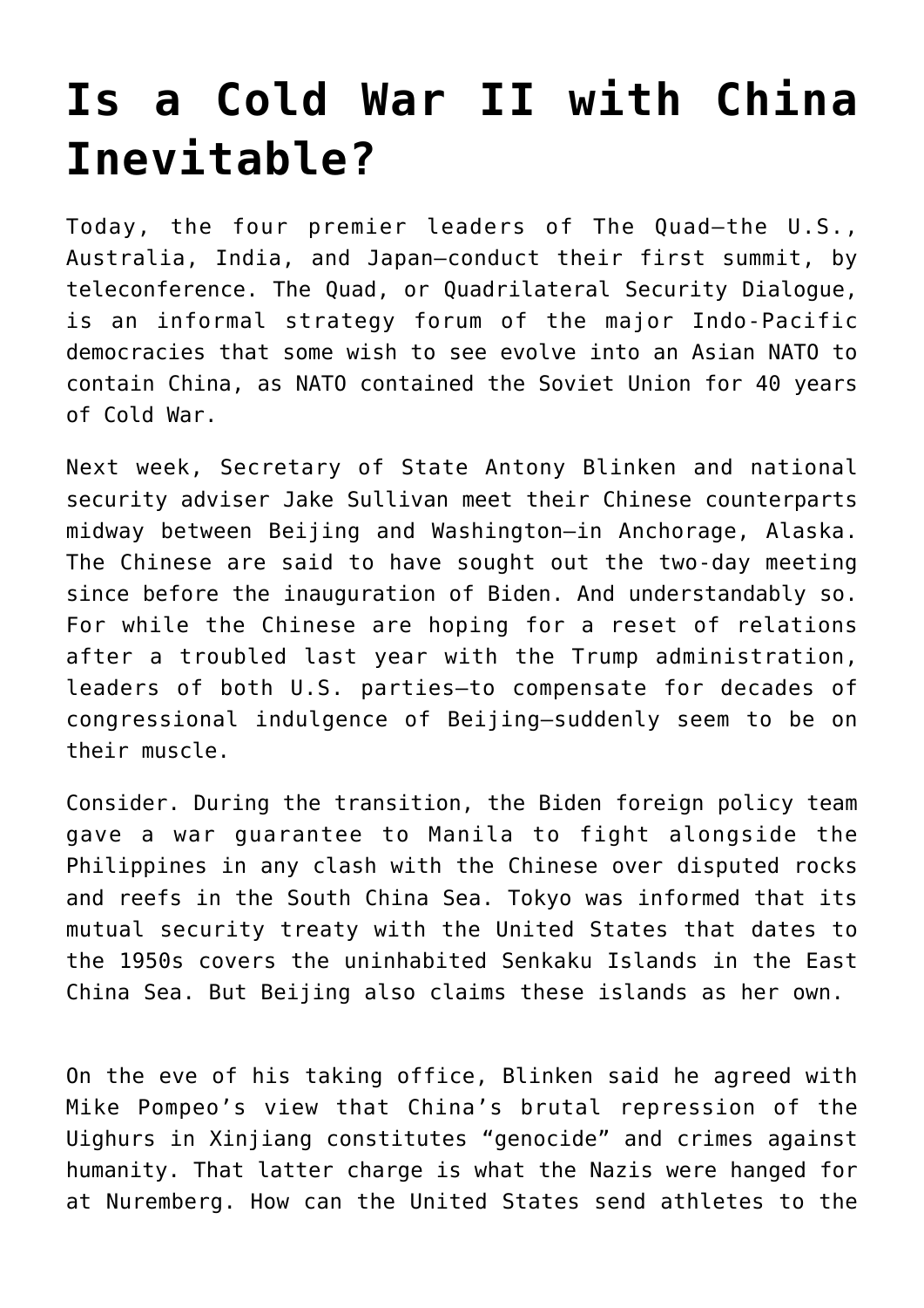# Is a Cold War II with China Inevitable?

Today, the four premier leaders of The Quad—the U.S., Australia, India, and Japan—conduct their first summit, by teleconference. The Quad, or Quadrilateral Security Dialogue, is an informal strategy forum of the major Indo-Pacific democracies that some wish to see evolve into an Asian NATO to contain China, as NATO contained the Soviet Union for 40 years of Cold War.

Next week, Secretary of State Antony Blinken and national security adviser Jake Sullivan meet their Chinese counterparts midway between Beijing and Washington—in Anchorage, Alaska. The Chinese are said to have sought out the two-day meeting since before the inauguration of Biden. And understandably so. For while the Chinese are hoping for a reset of relations after a troubled last year with the Trump administration, leaders of both U.S. parties—to compensate for decades of congressional indulgence of Beijing—suddenly seem to be on their muscle.

Consider. During the transition, the Biden foreign policy team gave a war guarantee to Manila to fight alongside the Philippines in any clash with the Chinese over disputed rocks and reefs in the South China Sea. Tokyo was informed that its mutual security treaty with the United States that dates to the 1950s covers the uninhabited Senkaku Islands in the East China Sea. But Beijing also claims these islands as her own.

On the eve of his taking office, Blinken said he agreed with Mike Pompeo's view that China's brutal repression of the Uighurs in Xinjiang constitutes "genocide" and crimes against humanity. That latter charge is what the Nazis were hanged for at Nuremberg. How can the United States send athletes to the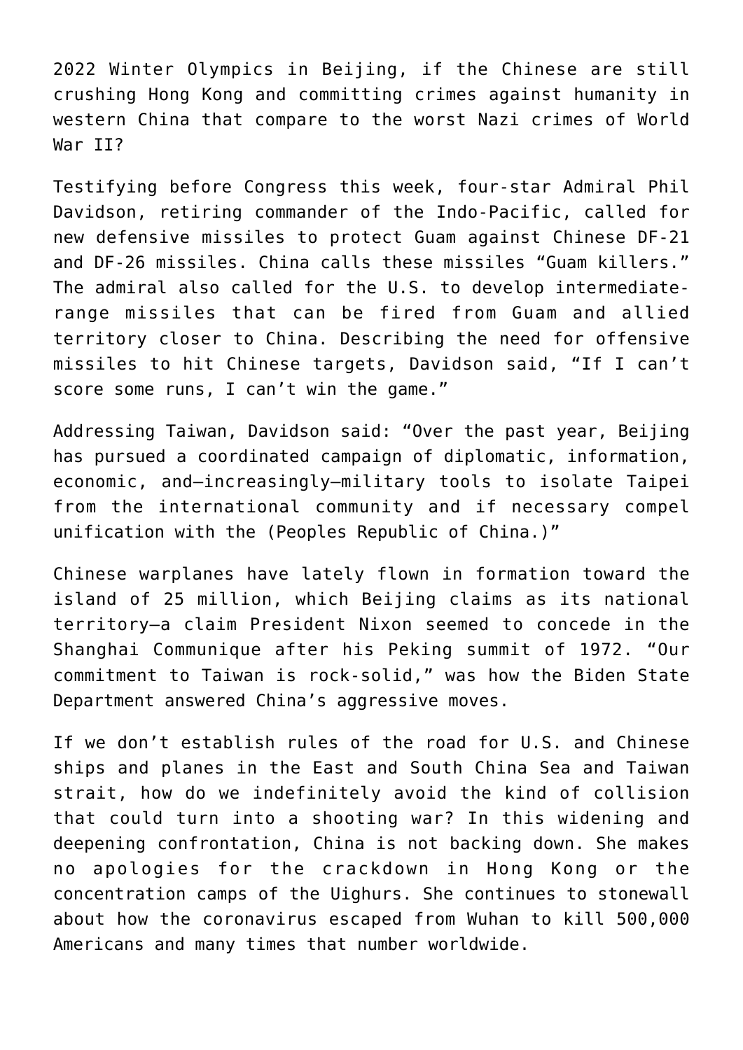2022 Winter Olympics in Beijing, if the Chinese are still crushing Hong Kong and committing crimes against humanity in western China that compare to the worst Nazi crimes of World War II?

Testifying before Congress this week, four-star Admiral Phil Davidson, retiring commander of the Indo-Pacific, called for new defensive missiles to protect Guam against Chinese DF-21 and DF-26 missiles. China calls these missiles "Guam killers." The admiral also called for the U.S. to develop intermediate-range missiles that can be fired from Guam and allied territory closer to China. Describing the need for offensive missiles to hit Chinese targets, Davidson said, "If I can't score some runs, I can't win the game."

Addressing Taiwan, Davidson said: "Over the past year, Beijing has pursued a coordinated campaign of diplomatic, information, economic, and—increasingly—military tools to isolate Taipei from the international community and if necessary compel unification with the (Peoples Republic of China.)"

Chinese warplanes have lately flown in formation toward the island of 25 million, which Beijing claims as its national territory—a claim President Nixon seemed to concede in the Shanghai Communique after his Peking summit of 1972. "Our commitment to Taiwan is rock-solid," was how the Biden State Department answered China's aggressive moves.

If we don't establish rules of the road for U.S. and Chinese ships and planes in the East and South China Sea and Taiwan strait, how do we indefinitely avoid the kind of collision that could turn into a shooting war? In this widening and deepening confrontation, China is not backing down. She makes no apologies for the crackdown in Hong Kong or the concentration camps of the Uighurs. She continues to stonewall about how the coronavirus escaped from Wuhan to kill 500,000 Americans and many times that number worldwide.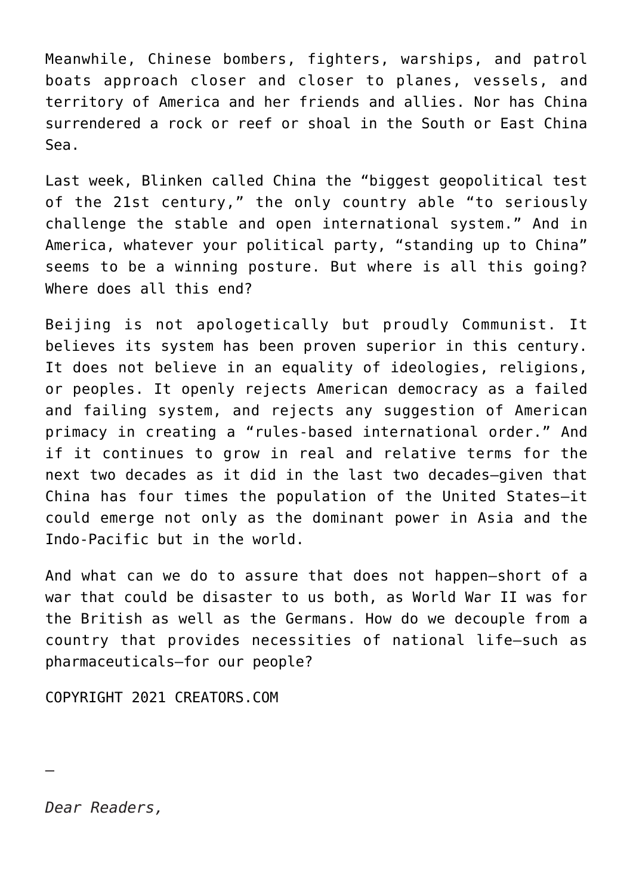Meanwhile, Chinese bombers, fighters, warships, and patrol boats approach closer and closer to planes, vessels, and territory of America and her friends and allies. Nor has China surrendered a rock or reef or shoal in the South or East China Sea.

Last week, Blinken called China the "biggest geopolitical test of the 21st century," the only country able "to seriously challenge the stable and open international system." And in America, whatever your political party, "standing up to China" seems to be a winning posture. But where is all this going? Where does all this end?

Beijing is not apologetically but proudly Communist. It believes its system has been proven superior in this century. It does not believe in an equality of ideologies, religions, or peoples. It openly rejects American democracy as a failed and failing system, and rejects any suggestion of American primacy in creating a "rules-based international order." And if it continues to grow in real and relative terms for the next two decades as it did in the last two decades—given that China has four times the population of the United States—it could emerge not only as the dominant power in Asia and the Indo-Pacific but in the world.

And what can we do to assure that does not happen—short of a war that could be disaster to us both, as World War II was for the British as well as the Germans. How do we decouple from a country that provides necessities of national life—such as pharmaceuticals—for our people?

COPYRIGHT 2021 CREATORS.COM

—

*Dear Readers,*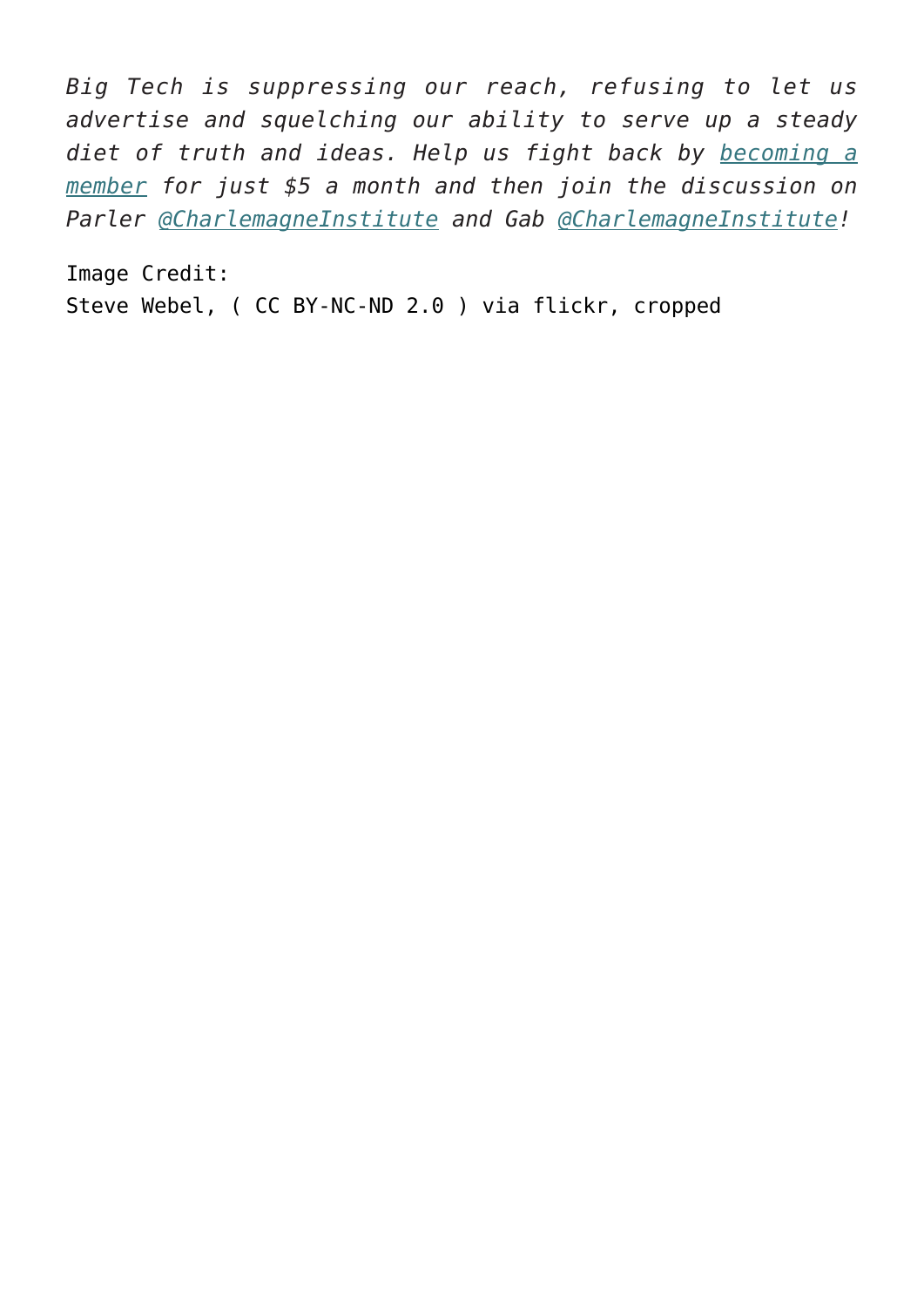*Big Tech is suppressing our reach, refusing to let us advertise and squelching our ability to serve up a steady diet of truth and ideas. Help us fight back by [becoming a member] for just $5 a month and then join the discussion on Parler [@CharlemagneInstitute] and Gab [@CharlemagneInstitute]!*

Image Credit:
Steve Webel, ( CC BY-NC-ND 2.0 ) via flickr, cropped